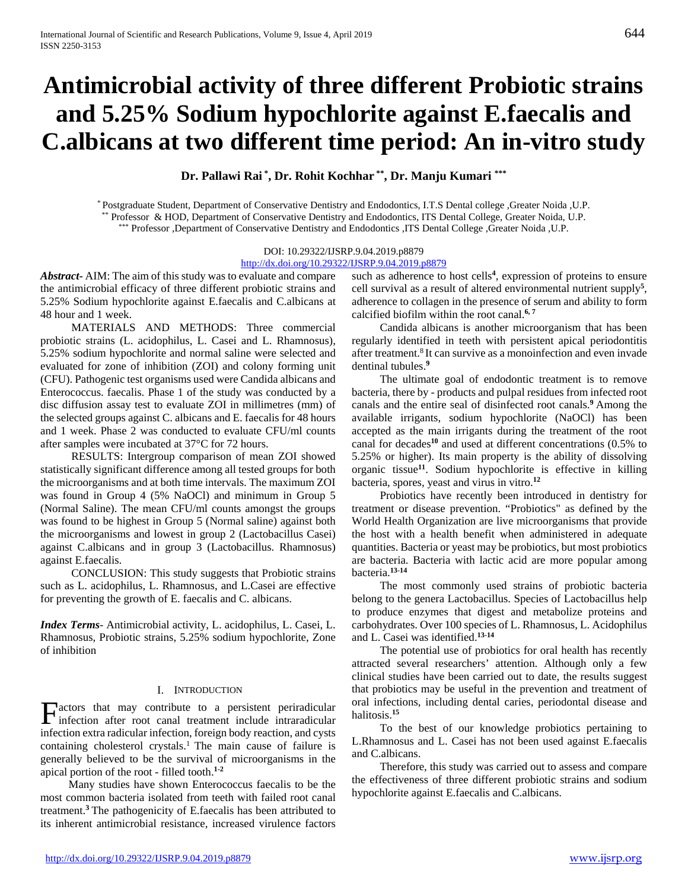# Antimicrobial activity of three different Probiotic strains and 5.25% Sodium hypochlorite against E.faecalis and C.albicans at two different time period: An in-vitro study

**Dr. Pallawi Rai [*], Dr. Rohit Kochhar [**], Dr. Manju Kumari [***]**

[*] Postgraduate Student, Department of Conservative Dentistry and Endodontics, I.T.S Dental college ,Greater Noida ,U.P.
[**] Professor & HOD, Department of Conservative Dentistry and Endodontics, ITS Dental College, Greater Noida, U.P.
[***] Professor ,Department of Conservative Dentistry and Endodontics ,ITS Dental College ,Greater Noida ,U.P.

DOI: 10.29322/IJSRP.9.04.2019.p8879
http://dx.doi.org/10.29322/IJSRP.9.04.2019.p8879

***Abstract*-** AIM: The aim of this study was to evaluate and compare the antimicrobial efficacy of three different probiotic strains and 5.25% Sodium hypochlorite against E.faecalis and C.albicans at 48 hour and 1 week.

MATERIALS AND METHODS: Three commercial probiotic strains (L. acidophilus, L. Casei and L. Rhamnosus), 5.25% sodium hypochlorite and normal saline were selected and evaluated for zone of inhibition (ZOI) and colony forming unit (CFU). Pathogenic test organisms used were Candida albicans and Enterococcus. faecalis. Phase 1 of the study was conducted by a disc diffusion assay test to evaluate ZOI in millimetres (mm) of the selected groups against C. albicans and E. faecalis for 48 hours and 1 week. Phase 2 was conducted to evaluate CFU/ml counts after samples were incubated at 37°C for 72 hours.

RESULTS: Intergroup comparison of mean ZOI showed statistically significant difference among all tested groups for both the microorganisms and at both time intervals. The maximum ZOI was found in Group 4 (5% NaOCl) and minimum in Group 5 (Normal Saline). The mean CFU/ml counts amongst the groups was found to be highest in Group 5 (Normal saline) against both the microorganisms and lowest in group 2 (Lactobacillus Casei) against C.albicans and in group 3 (Lactobacillus. Rhamnosus) against E.faecalis.

CONCLUSION: This study suggests that Probiotic strains such as L. acidophilus, L. Rhamnosus, and L.Casei are effective for preventing the growth of E. faecalis and C. albicans.

***Index Terms*-** Antimicrobial activity, L. acidophilus, L. Casei, L. Rhamnosus, Probiotic strains, 5.25% sodium hypochlorite, Zone of inhibition

## I. Introduction

Factors that may contribute to a persistent periradicular infection after root canal treatment include intraradicular infection extra radicular infection, foreign body reaction, and cysts containing cholesterol crystals.[1] The main cause of failure is generally believed to be the survival of microorganisms in the apical portion of the root - filled tooth.[1-2]

Many studies have shown Enterococcus faecalis to be the most common bacteria isolated from teeth with failed root canal treatment.[3] The pathogenicity of E.faecalis has been attributed to its inherent antimicrobial resistance, increased virulence factors such as adherence to host cells[4], expression of proteins to ensure cell survival as a result of altered environmental nutrient supply[5], adherence to collagen in the presence of serum and ability to form calcified biofilm within the root canal.[6, 7]

Candida albicans is another microorganism that has been regularly identified in teeth with persistent apical periodontitis after treatment.[8] It can survive as a monoinfection and even invade dentinal tubules.[9]

The ultimate goal of endodontic treatment is to remove bacteria, there by - products and pulpal residues from infected root canals and the entire seal of disinfected root canals.[9] Among the available irrigants, sodium hypochlorite (NaOCl) has been accepted as the main irrigants during the treatment of the root canal for decades[10] and used at different concentrations (0.5% to 5.25% or higher). Its main property is the ability of dissolving organic tissue[11]. Sodium hypochlorite is effective in killing bacteria, spores, yeast and virus in vitro.[12]

Probiotics have recently been introduced in dentistry for treatment or disease prevention. "Probiotics" as defined by the World Health Organization are live microorganisms that provide the host with a health benefit when administered in adequate quantities. Bacteria or yeast may be probiotics, but most probiotics are bacteria. Bacteria with lactic acid are more popular among bacteria.[13-14]

The most commonly used strains of probiotic bacteria belong to the genera Lactobacillus. Species of Lactobacillus help to produce enzymes that digest and metabolize proteins and carbohydrates. Over 100 species of L. Rhamnosus, L. Acidophilus and L. Casei was identified.[13-14]

The potential use of probiotics for oral health has recently attracted several researchers' attention. Although only a few clinical studies have been carried out to date, the results suggest that probiotics may be useful in the prevention and treatment of oral infections, including dental caries, periodontal disease and halitosis.[15]

To the best of our knowledge probiotics pertaining to L.Rhamnosus and L. Casei has not been used against E.faecalis and C.albicans.

Therefore, this study was carried out to assess and compare the effectiveness of three different probiotic strains and sodium hypochlorite against E.faecalis and C.albicans.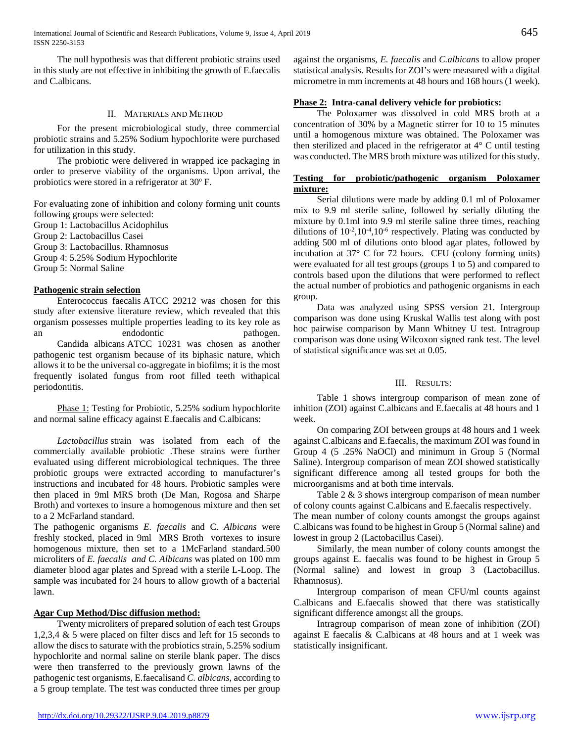The null hypothesis was that different probiotic strains used in this study are not effective in inhibiting the growth of E.faecalis and C.albicans.

## II. Materials and Method

For the present microbiological study, three commercial probiotic strains and 5.25% Sodium hypochlorite were purchased for utilization in this study.

The probiotic were delivered in wrapped ice packaging in order to preserve viability of the organisms. Upon arrival, the probiotics were stored in a refrigerator at 30º F.

For evaluating zone of inhibition and colony forming unit counts following groups were selected:

Group 1: Lactobacillus Acidophilus
Group 2: Lactobacillus Casei
Group 3: Lactobacillus. Rhamnosus
Group 4: 5.25% Sodium Hypochlorite
Group 5: Normal Saline

**Pathogenic strain selection**

Enterococcus faecalis ATCC 29212 was chosen for this study after extensive literature review, which revealed that this organism possesses multiple properties leading to its key role as an endodontic pathogen.

Candida albicans ATCC 10231 was chosen as another pathogenic test organism because of its biphasic nature, which allows it to be the universal co-aggregate in biofilms; it is the most frequently isolated fungus from root filled teeth withapical periodontitis.

Phase 1: Testing for Probiotic, 5.25% sodium hypochlorite and normal saline efficacy against E.faecalis and C.albicans:

*Lactobacillus* strain was isolated from each of the commercially available probiotic .These strains were further evaluated using different microbiological techniques. The three probiotic groups were extracted according to manufacturer's instructions and incubated for 48 hours. Probiotic samples were then placed in 9ml MRS broth (De Man, Rogosa and Sharpe Broth) and vortexes to insure a homogenous mixture and then set to a 2 McFarland standard.

The pathogenic organisms *E. faecalis* and C. *Albicans* were freshly stocked, placed in 9ml MRS Broth vortexes to insure homogenous mixture, then set to a 1McFarland standard.500 microliters of *E. faecalis and C. Albicans* was plated on 100 mm diameter blood agar plates and Spread with a sterile L-Loop. The sample was incubated for 24 hours to allow growth of a bacterial lawn.

**Agar Cup Method/Disc diffusion method:**

Twenty microliters of prepared solution of each test Groups 1,2,3,4 & 5 were placed on filter discs and left for 15 seconds to allow the discs to saturate with the probiotics strain, 5.25% sodium hypochlorite and normal saline on sterile blank paper. The discs were then transferred to the previously grown lawns of the pathogenic test organisms, E.faecalisand *C. albicans*, according to a 5 group template. The test was conducted three times per group against the organisms, *E. faecalis* and *C.albicans* to allow proper statistical analysis. Results for ZOI's were measured with a digital micrometre in mm increments at 48 hours and 168 hours (1 week).

**Phase 2: Intra-canal delivery vehicle for probiotics:**

The Poloxamer was dissolved in cold MRS broth at a concentration of 30% by a Magnetic stirrer for 10 to 15 minutes until a homogenous mixture was obtained. The Poloxamer was then sterilized and placed in the refrigerator at 4° C until testing was conducted. The MRS broth mixture was utilized for this study.

**Testing for probiotic/pathogenic organism Poloxamer mixture:**

Serial dilutions were made by adding 0.1 ml of Poloxamer mix to 9.9 ml sterile saline, followed by serially diluting the mixture by 0.1ml into 9.9 ml sterile saline three times, reaching dilutions of $10^{-2}$,$10^{-4}$,$10^{-6}$ respectively. Plating was conducted by adding 500 ml of dilutions onto blood agar plates, followed by incubation at 37° C for 72 hours. CFU (colony forming units) were evaluated for all test groups (groups 1 to 5) and compared to controls based upon the dilutions that were performed to reflect the actual number of probiotics and pathogenic organisms in each group.

Data was analyzed using SPSS version 21. Intergroup comparison was done using Kruskal Wallis test along with post hoc pairwise comparison by Mann Whitney U test. Intragroup comparison was done using Wilcoxon signed rank test. The level of statistical significance was set at 0.05.

## III. Results:

Table 1 shows intergroup comparison of mean zone of inhition (ZOI) against C.albicans and E.faecalis at 48 hours and 1 week.

On comparing ZOI between groups at 48 hours and 1 week against C.albicans and E.faecalis, the maximum ZOI was found in Group 4 (5 .25% NaOCl) and minimum in Group 5 (Normal Saline). Intergroup comparison of mean ZOI showed statistically significant difference among all tested groups for both the microorganisms and at both time intervals.

Table 2 & 3 shows intergroup comparison of mean number of colony counts against C.albicans and E.faecalis respectively.

The mean number of colony counts amongst the groups against C.albicans was found to be highest in Group 5 (Normal saline) and lowest in group 2 (Lactobacillus Casei).

Similarly, the mean number of colony counts amongst the groups against E. faecalis was found to be highest in Group 5 (Normal saline) and lowest in group 3 (Lactobacillus. Rhamnosus).

Intergroup comparison of mean CFU/ml counts against C.albicans and E.faecalis showed that there was statistically significant difference amongst all the groups.

Intragroup comparison of mean zone of inhibition (ZOI) against E faecalis & C.albicans at 48 hours and at 1 week was statistically insignificant.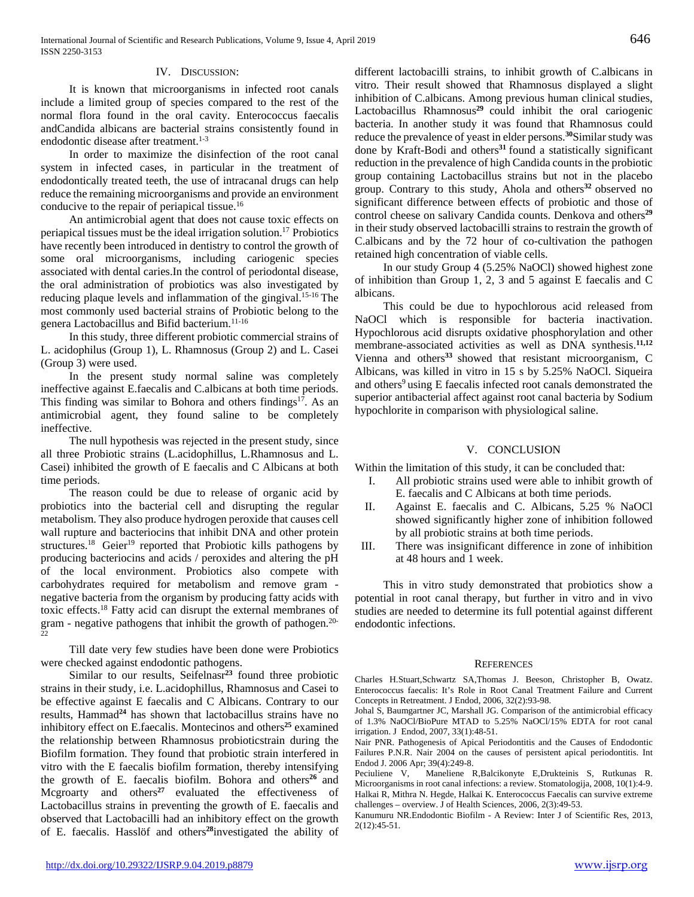## IV. Discussion:

It is known that microorganisms in infected root canals include a limited group of species compared to the rest of the normal flora found in the oral cavity. Enterococcus faecalis andCandida albicans are bacterial strains consistently found in endodontic disease after treatment.[1-3]

In order to maximize the disinfection of the root canal system in infected cases, in particular in the treatment of endodontically treated teeth, the use of intracanal drugs can help reduce the remaining microorganisms and provide an environment conducive to the repair of periapical tissue.[16]

An antimicrobial agent that does not cause toxic effects on periapical tissues must be the ideal irrigation solution.[17] Probiotics have recently been introduced in dentistry to control the growth of some oral microorganisms, including cariogenic species associated with dental caries.In the control of periodontal disease, the oral administration of probiotics was also investigated by reducing plaque levels and inflammation of the gingival.[15-16] The most commonly used bacterial strains of Probiotic belong to the genera Lactobacillus and Bifid bacterium.[11-16]

In this study, three different probiotic commercial strains of L. acidophilus (Group 1), L. Rhamnosus (Group 2) and L. Casei (Group 3) were used.

In the present study normal saline was completely ineffective against E.faecalis and C.albicans at both time periods. This finding was similar to Bohora and others findings[17]. As an antimicrobial agent, they found saline to be completely ineffective.

The null hypothesis was rejected in the present study, since all three Probiotic strains (L.acidophillus, L.Rhamnosus and L. Casei) inhibited the growth of E faecalis and C Albicans at both time periods.

The reason could be due to release of organic acid by probiotics into the bacterial cell and disrupting the regular metabolism. They also produce hydrogen peroxide that causes cell wall rupture and bacteriocins that inhibit DNA and other protein structures.[18] Geier[19] reported that Probiotic kills pathogens by producing bacteriocins and acids / peroxides and altering the pH of the local environment. Probiotics also compete with carbohydrates required for metabolism and remove gram - negative bacteria from the organism by producing fatty acids with toxic effects.[18] Fatty acid can disrupt the external membranes of gram - negative pathogens that inhibit the growth of pathogen.[20-22]

Till date very few studies have been done were Probiotics were checked against endodontic pathogens.

Similar to our results, Seifelnasr[23] found three probiotic strains in their study, i.e. L.acidophillus, Rhamnosus and Casei to be effective against E faecalis and C Albicans. Contrary to our results, Hammad[24] has shown that lactobacillus strains have no inhibitory effect on E.faecalis. Montecinos and others[25] examined the relationship between Rhamnosus probioticstrain during the Biofilm formation. They found that probiotic strain interfered in vitro with the E faecalis biofilm formation, thereby intensifying the growth of E. faecalis biofilm. Bohora and others[26] and Mcgroarty and others[27] evaluated the effectiveness of Lactobacillus strains in preventing the growth of E. faecalis and observed that Lactobacilli had an inhibitory effect on the growth of E. faecalis. Hasslöf and others[28]investigated the ability of different lactobacilli strains, to inhibit growth of C.albicans in vitro. Their result showed that Rhamnosus displayed a slight inhibition of C.albicans. Among previous human clinical studies, Lactobacillus Rhamnosus[29] could inhibit the oral cariogenic bacteria. In another study it was found that Rhamnosus could reduce the prevalence of yeast in elder persons.[30]Similar study was done by Kraft-Bodi and others[31] found a statistically significant reduction in the prevalence of high Candida counts in the probiotic group containing Lactobacillus strains but not in the placebo group. Contrary to this study, Ahola and others[32] observed no significant difference between effects of probiotic and those of control cheese on salivary Candida counts. Denkova and others[29] in their study observed lactobacilli strains to restrain the growth of C.albicans and by the 72 hour of co-cultivation the pathogen retained high concentration of viable cells.

In our study Group 4 (5.25% NaOCl) showed highest zone of inhibition than Group 1, 2, 3 and 5 against E faecalis and C albicans.

This could be due to hypochlorous acid released from NaOCl which is responsible for bacteria inactivation. Hypochlorous acid disrupts oxidative phosphorylation and other membrane-associated activities as well as DNA synthesis.[11,12] Vienna and others[33] showed that resistant microorganism, C Albicans, was killed in vitro in 15 s by 5.25% NaOCl. Siqueira and others[9] using E faecalis infected root canals demonstrated the superior antibacterial affect against root canal bacteria by Sodium hypochlorite in comparison with physiological saline.

## V. Conclusion

Within the limitation of this study, it can be concluded that:

I. All probiotic strains used were able to inhibit growth of E. faecalis and C Albicans at both time periods.
II. Against E. faecalis and C. Albicans, 5.25 % NaOCl showed significantly higher zone of inhibition followed by all probiotic strains at both time periods.
III. There was insignificant difference in zone of inhibition at 48 hours and 1 week.

This in vitro study demonstrated that probiotics show a potential in root canal therapy, but further in vitro and in vivo studies are needed to determine its full potential against different endodontic infections.

## References

Charles H.Stuart,Schwartz SA,Thomas J. Beeson, Christopher B, Owatz. Enterococcus faecalis: It's Role in Root Canal Treatment Failure and Current Concepts in Retreatment. J Endod, 2006, 32(2):93-98.

Johal S, Baumgartner JC, Marshall JG. Comparison of the antimicrobial efficacy of 1.3% NaOCl/BioPure MTAD to 5.25% NaOCl/15% EDTA for root canal irrigation. J Endod, 2007, 33(1):48-51.

Nair PNR. Pathogenesis of Apical Periodontitis and the Causes of Endodontic Failures P.N.R. Nair 2004 on the causes of persistent apical periodontitis. Int Endod J. 2006 Apr; 39(4):249-8.

Peciuliene V, Maneliene R,Balcikonyte E,Drukteinis S, Rutkunas R. Microorganisms in root canal infections: a review. Stomatologija, 2008, 10(1):4-9.

Halkai R, Mithra N. Hegde, Halkai K. Enterococcus Faecalis can survive extreme challenges – overview. J of Health Sciences, 2006, 2(3):49-53.

Kanumuru NR.Endodontic Biofilm - A Review: Inter J of Scientific Res, 2013, 2(12):45-51.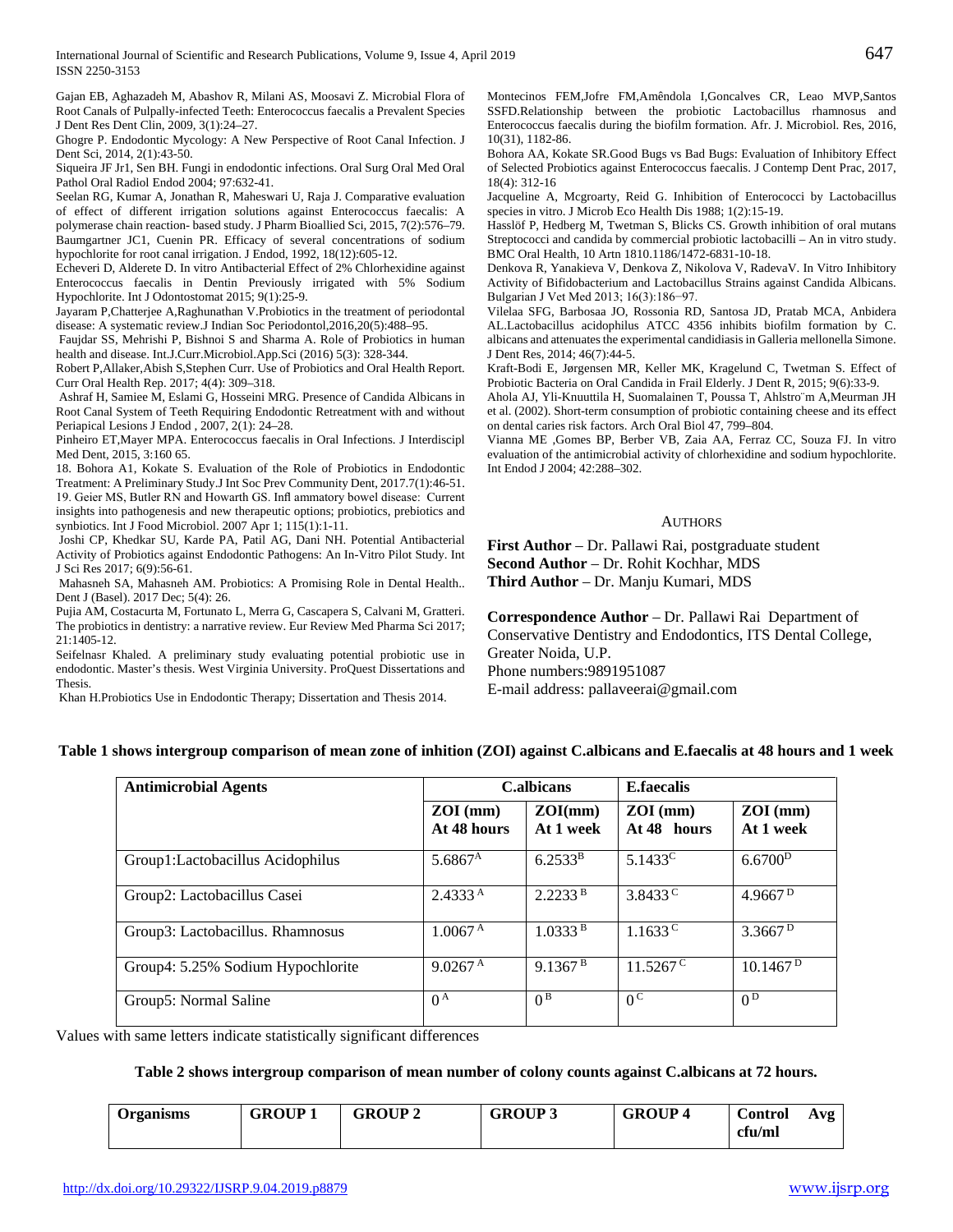Gajan EB, Aghazadeh M, Abashov R, Milani AS, Moosavi Z. Microbial Flora of Root Canals of Pulpally-infected Teeth: Enterococcus faecalis a Prevalent Species J Dent Res Dent Clin, 2009, 3(1):24–27.

Ghogre P. Endodontic Mycology: A New Perspective of Root Canal Infection. J Dent Sci, 2014, 2(1):43-50.

Siqueira JF Jr1, Sen BH. Fungi in endodontic infections. Oral Surg Oral Med Oral Pathol Oral Radiol Endod 2004; 97:632-41.

Seelan RG, Kumar A, Jonathan R, Maheswari U, Raja J. Comparative evaluation of effect of different irrigation solutions against Enterococcus faecalis: A polymerase chain reaction- based study. J Pharm Bioallied Sci, 2015, 7(2):576–79.

Baumgartner JC1, Cuenin PR. Efficacy of several concentrations of sodium hypochlorite for root canal irrigation. J Endod, 1992, 18(12):605-12.

Echeveri D, Alderete D. In vitro Antibacterial Effect of 2% Chlorhexidine against Enterococcus faecalis in Dentin Previously irrigated with 5% Sodium Hypochlorite. Int J Odontostomat 2015; 9(1):25-9.

Jayaram P,Chatterjee A,Raghunathan V.Probiotics in the treatment of periodontal disease: A systematic review.J Indian Soc Periodontol,2016,20(5):488–95.

Faujdar SS, Mehrishi P, Bishnoi S and Sharma A. Role of Probiotics in human health and disease. Int.J.Curr.Microbiol.App.Sci (2016) 5(3): 328-344.

Robert P,Allaker,Abish S,Stephen Curr. Use of Probiotics and Oral Health Report. Curr Oral Health Rep. 2017; 4(4): 309–318.

Ashraf H, Samiee M, Eslami G, Hosseini MRG. Presence of Candida Albicans in Root Canal System of Teeth Requiring Endodontic Retreatment with and without Periapical Lesions J Endod , 2007, 2(1): 24–28.

Pinheiro ET,Mayer MPA. Enterococcus faecalis in Oral Infections. J Interdiscipl Med Dent, 2015, 3:160 65.

18. Bohora A1, Kokate S. Evaluation of the Role of Probiotics in Endodontic Treatment: A Preliminary Study.J Int Soc Prev Community Dent, 2017.7(1):46-51.

19. Geier MS, Butler RN and Howarth GS. Infl ammatory bowel disease: Current insights into pathogenesis and new therapeutic options; probiotics, prebiotics and synbiotics. Int J Food Microbiol. 2007 Apr 1; 115(1):1-11.

Joshi CP, Khedkar SU, Karde PA, Patil AG, Dani NH. Potential Antibacterial Activity of Probiotics against Endodontic Pathogens: An In-Vitro Pilot Study. Int J Sci Res 2017; 6(9):56-61.

Mahasneh SA, Mahasneh AM. Probiotics: A Promising Role in Dental Health.. Dent J (Basel). 2017 Dec; 5(4): 26.

Pujia AM, Costacurta M, Fortunato L, Merra G, Cascapera S, Calvani M, Gratteri. The probiotics in dentistry: a narrative review. Eur Review Med Pharma Sci 2017; 21:1405-12.

Seifelnasr Khaled. A preliminary study evaluating potential probiotic use in endodontic. Master's thesis. West Virginia University. ProQuest Dissertations and Thesis.

Khan H.Probiotics Use in Endodontic Therapy; Dissertation and Thesis 2014.

Montecinos FEM,Jofre FM,Amêndola I,Goncalves CR, Leao MVP,Santos SSFD.Relationship between the probiotic Lactobacillus rhamnosus and Enterococcus faecalis during the biofilm formation. Afr. J. Microbiol. Res, 2016, 10(31), 1182-86.

Bohora AA, Kokate SR.Good Bugs vs Bad Bugs: Evaluation of Inhibitory Effect of Selected Probiotics against Enterococcus faecalis. J Contemp Dent Prac, 2017, 18(4): 312-16

Jacqueline A, Mcgroarty, Reid G. Inhibition of Enterococci by Lactobacillus species in vitro. J Microb Eco Health Dis 1988; 1(2):15-19.

Hasslöf P, Hedberg M, Twetman S, Blicks CS. Growth inhibition of oral mutans Streptococci and candida by commercial probiotic lactobacilli – An in vitro study. BMC Oral Health, 10 Artn 1810.1186/1472-6831-10-18.

Denkova R, Yanakieva V, Denkova Z, Nikolova V, RadevaV. In Vitro Inhibitory Activity of Bifidobacterium and Lactobacillus Strains against Candida Albicans. Bulgarian J Vet Med 2013; 16(3):186–97.

Vilelaa SFG, Barbosaa JO, Rossonia RD, Santosa JD, Pratab MCA, Anbidera AL.Lactobacillus acidophilus ATCC 4356 inhibits biofilm formation by C. albicans and attenuates the experimental candidiasis in Galleria mellonella Simone. J Dent Res, 2014; 46(7):44-5.

Kraft-Bodi E, Jørgensen MR, Keller MK, Kragelund C, Twetman S. Effect of Probiotic Bacteria on Oral Candida in Frail Elderly. J Dent R, 2015; 9(6):33-9.

Ahola AJ, Yli-Knuuttila H, Suomalainen T, Poussa T, Ahlstro¨m A,Meurman JH et al. (2002). Short-term consumption of probiotic containing cheese and its effect on dental caries risk factors. Arch Oral Biol 47, 799–804.

Vianna ME ,Gomes BP, Berber VB, Zaia AA, Ferraz CC, Souza FJ. In vitro evaluation of the antimicrobial activity of chlorhexidine and sodium hypochlorite. Int Endod J 2004; 42:288–302.

AUTHORS

**First Author** – Dr. Pallawi Rai, postgraduate student
**Second Author** – Dr. Rohit Kochhar, MDS
**Third Author** – Dr. Manju Kumari, MDS

**Correspondence Author** – Dr. Pallawi Rai Department of Conservative Dentistry and Endodontics, ITS Dental College, Greater Noida, U.P.
Phone numbers:9891951087
E-mail address: pallaveerai@gmail.com

**Table 1 shows intergroup comparison of mean zone of inhition (ZOI) against C.albicans and E.faecalis at 48 hours and 1 week**

| Antimicrobial Agents | C.albicans | | E.faecalis | |
|---|---|---|---|---|
| | ZOI (mm) At 48 hours | ZOI(mm) At 1 week | ZOI (mm) At 48 hours | ZOI (mm) At 1 week |
| Group1:Lactobacillus Acidophilus | 5.6867[A] | 6.2533[B] | 5.1433[C] | 6.6700[D] |
| Group2: Lactobacillus Casei | 2.4333 [A] | 2.2233 [B] | 3.8433 [C] | 4.9667 [D] |
| Group3: Lactobacillus. Rhamnosus | 1.0067 [A] | 1.0333 [B] | 1.1633 [C] | 3.3667 [D] |
| Group4: 5.25% Sodium Hypochlorite | 9.0267 [A] | 9.1367 [B] | 11.5267 [C] | 10.1467 [D] |
| Group5: Normal Saline | 0 [A] | 0 [B] | 0 [C] | 0 [D] |

Values with same letters indicate statistically significant differences

**Table 2 shows intergroup comparison of mean number of colony counts against C.albicans at 72 hours.**

| Organisms | GROUP 1 | GROUP 2 | GROUP 3 | GROUP 4 | Control Avg cfu/ml |
|---|---|---|---|---|---|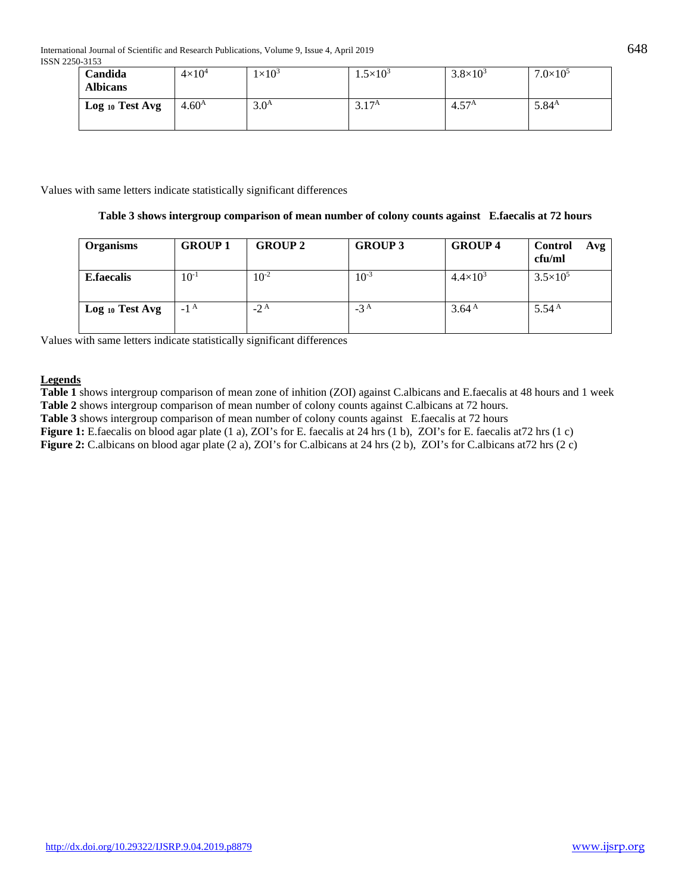| | | | | | |
|---|---|---|---|---|---|
| **Candida Albicans** | $4\times10^4$ | $1\times10^3$ | $1.5\times10^3$ | $3.8\times10^3$ | $7.0\times10^5$ |
| **Log $_{10}$ Test Avg** | $4.60^A$ | $3.0^A$ | $3.17^A$ | $4.57^A$ | $5.84^A$ |

Values with same letters indicate statistically significant differences

**Table 3 shows intergroup comparison of mean number of colony counts against E.faecalis at 72 hours**

| **Organisms** | **GROUP 1** | **GROUP 2** | **GROUP 3** | **GROUP 4** | **Control Avg cfu/ml** |
|---|---|---|---|---|---|
| **E.faecalis** | $10^{-1}$ | $10^{-2}$ | $10^{-3}$ | $4.4\times10^3$ | $3.5\times10^5$ |
| **Log $_{10}$ Test Avg** | $-1^A$ | $-2^A$ | $-3^A$ | $3.64^A$ | $5.54^A$ |

Values with same letters indicate statistically significant differences

**Legends**

**Table 1** shows intergroup comparison of mean zone of inhition (ZOI) against C.albicans and E.faecalis at 48 hours and 1 week

**Table 2** shows intergroup comparison of mean number of colony counts against C.albicans at 72 hours.

**Table 3** shows intergroup comparison of mean number of colony counts against E.faecalis at 72 hours

**Figure 1:** E.faecalis on blood agar plate (1 a), ZOI's for E. faecalis at 24 hrs (1 b), ZOI's for E. faecalis at72 hrs (1 c)

**Figure 2:** C.albicans on blood agar plate (2 a), ZOI's for C.albicans at 24 hrs (2 b), ZOI's for C.albicans at72 hrs (2 c)